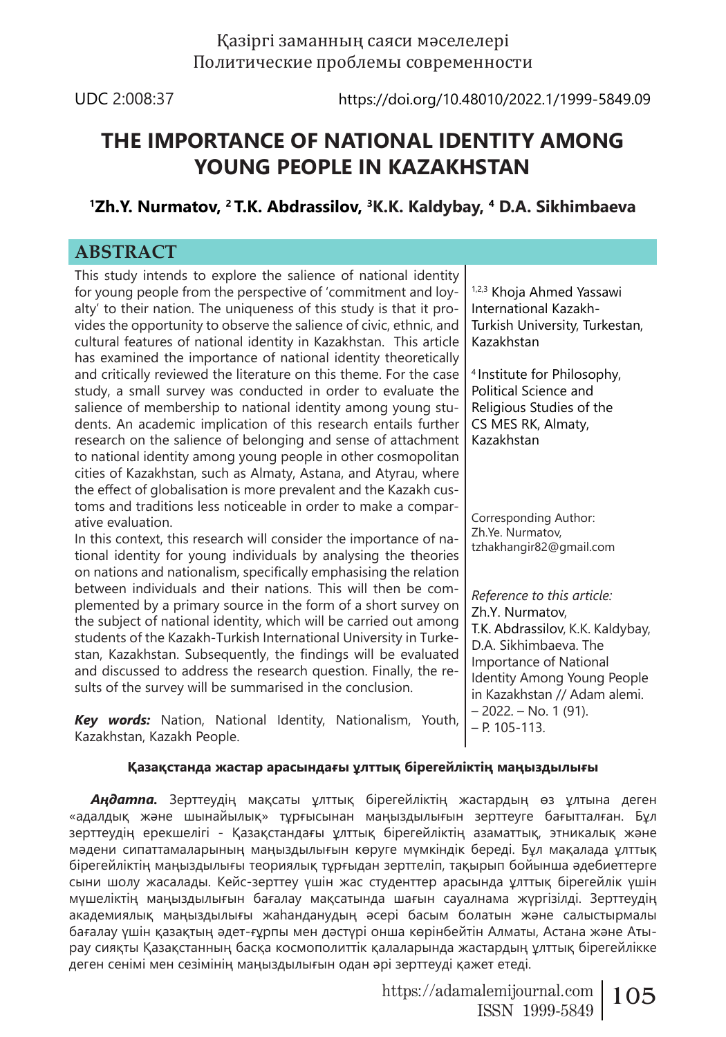Қазіргі заманның саяси мәселелері
Политические проблемы современности

UDC 2:008:37

https://doi.org/10.48010/2022.1/1999-5849.09

# THE IMPORTANCE OF NATIONAL IDENTITY AMONG YOUNG PEOPLE IN KAZAKHSTAN

**[1]Zh.Y. Nurmatov, [2] T.K. Abdrassilov, [3]K.K. Kaldybay, [4] D.A. Sikhimbaeva**

[1,2,3] Khoja Ahmed Yassawi International Kazakh-Turkish University, Turkestan, Kazakhstan

[4] Institute for Philosophy, Political Science and Religious Studies of the CS MES RK, Almaty, Kazakhstan

Corresponding Author: Zh.Ye. Nurmatov, tzhakhangir82@gmail.com

*Reference to this article:* Zh.Y. Nurmatov, T.K. Abdrassilov, K.K. Kaldybay, D.A. Sikhimbaeva. The Importance of National Identity Among Young People in Kazakhstan // Adam alemi. – 2022. – No. 1 (91). – P. 105-113.

## ABSTRACT

This study intends to explore the salience of national identity for young people from the perspective of 'commitment and loyalty' to their nation. The uniqueness of this study is that it provides the opportunity to observe the salience of civic, ethnic, and cultural features of national identity in Kazakhstan. This article has examined the importance of national identity theoretically and critically reviewed the literature on this theme. For the case study, a small survey was conducted in order to evaluate the salience of membership to national identity among young students. An academic implication of this research entails further research on the salience of belonging and sense of attachment to national identity among young people in other cosmopolitan cities of Kazakhstan, such as Almaty, Astana, and Atyrau, where the effect of globalisation is more prevalent and the Kazakh customs and traditions less noticeable in order to make a comparative evaluation.

In this context, this research will consider the importance of national identity for young individuals by analysing the theories on nations and nationalism, specifically emphasising the relation between individuals and their nations. This will then be complemented by a primary source in the form of a short survey on the subject of national identity, which will be carried out among students of the Kazakh-Turkish International University in Turkestan, Kazakhstan. Subsequently, the findings will be evaluated and discussed to address the research question. Finally, the results of the survey will be summarised in the conclusion.

***Key words:*** Nation, National Identity, Nationalism, Youth, Kazakhstan, Kazakh People.

**Қазақстанда жастар арасындағы ұлттық бірегейліктің маңыздылығы**

***Аңдатпа.*** Зерттеудің мақсаты ұлттық бірегейліктің жастардың өз ұлтына деген «адалдық және шынайылық» тұрғысынан маңыздылығын зерттеуге бағытталған. Бұл зерттеудің ерекшелігі - Қазақстандағы ұлттық бірегейліктің азаматтық, этникалық және мәдени сипаттамаларының маңыздылығын көруге мүмкіндік береді. Бұл мақалада ұлттық бірегейліктің маңыздылығы теориялық тұрғыдан зерттеліп, тақырып бойынша әдебиеттерге сыни шолу жасалады. Кейс-зерттеу үшін жас студенттер арасында ұлттық бірегейлік үшін мүшеліктің маңыздылығын бағалау мақсатында шағын сауалнама жүргізілді. Зерттеудің академиялық маңыздылығы жаһанданудың әсері басым болатын және салыстырмалы бағалау үшін қазақтың әдет-ғұрпы мен дәстүрі онша көрінбейтін Алматы, Астана және Атырау сияқты Қазақстанның басқа космополиттік қалаларында жастардың ұлттық бірегейлікке деген сенімі мен сезімінің маңыздылығын одан әрі зерттеуді қажет етеді.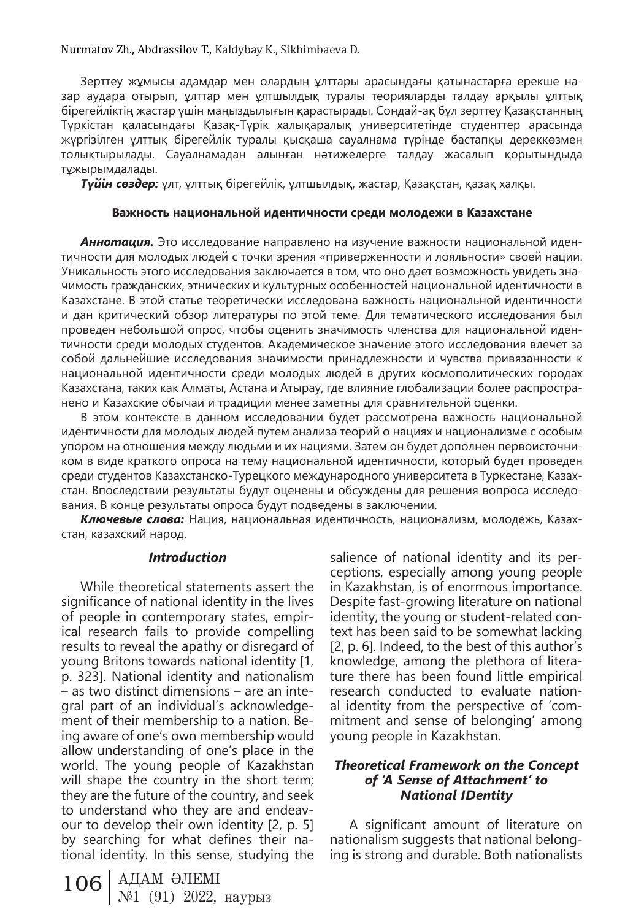Зерттеу жұмысы адамдар мен олардың ұлттары арасындағы қатынастарға ерекше назар аудара отырып, ұлттар мен ұлтшылдық туралы теорияларды талдау арқылы ұлттық бірегейліктің жастар үшін маңыздылығын қарастырады. Сондай-ақ бұл зерттеу Қазақстанның Түркістан қаласындағы Қазақ-Түрік халықаралық университетінде студенттер арасында жүргізілген ұлттық бірегейлік туралы қысқаша сауалнама түрінде бастапқы дереккөзмен толықтырылады. Сауалнамадан алынған нәтижелерге талдау жасалып қорытындыда тұжырымдалады.

***Түйін сөздер:*** ұлт, ұлттық бірегейлік, ұлтшылдық, жастар, Қазақстан, қазақ халқы.

**Важность национальной идентичности среди молодежи в Казахстане**

***Аннотация.*** Это исследование направлено на изучение важности национальной идентичности для молодых людей с точки зрения «приверженности и лояльности» своей нации. Уникальность этого исследования заключается в том, что оно дает возможность увидеть значимость гражданских, этнических и культурных особенностей национальной идентичности в Казахстане. В этой статье теоретически исследована важность национальной идентичности и дан критический обзор литературы по этой теме. Для тематического исследования был проведен небольшой опрос, чтобы оценить значимость членства для национальной идентичности среди молодых студентов. Академическое значение этого исследования влечет за собой дальнейшие исследования значимости принадлежности и чувства привязанности к национальной идентичности среди молодых людей в других космополитических городах Казахстана, таких как Алматы, Астана и Атырау, где влияние глобализации более распространено и Казахские обычаи и традиции менее заметны для сравнительной оценки.

В этом контексте в данном исследовании будет рассмотрена важность национальной идентичности для молодых людей путем анализа теорий о нациях и национализме с особым упором на отношения между людьми и их нациями. Затем он будет дополнен первоисточником в виде краткого опроса на тему национальной идентичности, который будет проведен среди студентов Казахстанско-Турецкого международного университета в Туркестане, Казахстан. Впоследствии результаты будут оценены и обсуждены для решения вопроса исследования. В конце результаты опроса будут подведены в заключении.

***Ключевые слова:*** Нация, национальная идентичность, национализм, молодежь, Казахстан, казахский народ.

### *Introduction*

While theoretical statements assert the significance of national identity in the lives of people in contemporary states, empirical research fails to provide compelling results to reveal the apathy or disregard of young Britons towards national identity [1, p. 323]. National identity and nationalism – as two distinct dimensions – are an integral part of an individual's acknowledgement of their membership to a nation. Being aware of one's own membership would allow understanding of one's place in the world. The young people of Kazakhstan will shape the country in the short term; they are the future of the country, and seek to understand who they are and endeavour to develop their own identity [2, p. 5] by searching for what defines their national identity. In this sense, studying the salience of national identity and its perceptions, especially among young people in Kazakhstan, is of enormous importance. Despite fast-growing literature on national identity, the young or student-related context has been said to be somewhat lacking [2, p. 6]. Indeed, to the best of this author's knowledge, among the plethora of literature there has been found little empirical research conducted to evaluate national identity from the perspective of 'commitment and sense of belonging' among young people in Kazakhstan.

### *Theoretical Framework on the Concept of 'A Sense of Attachment' to National IDentity*

A significant amount of literature on nationalism suggests that national belonging is strong and durable. Both nationalists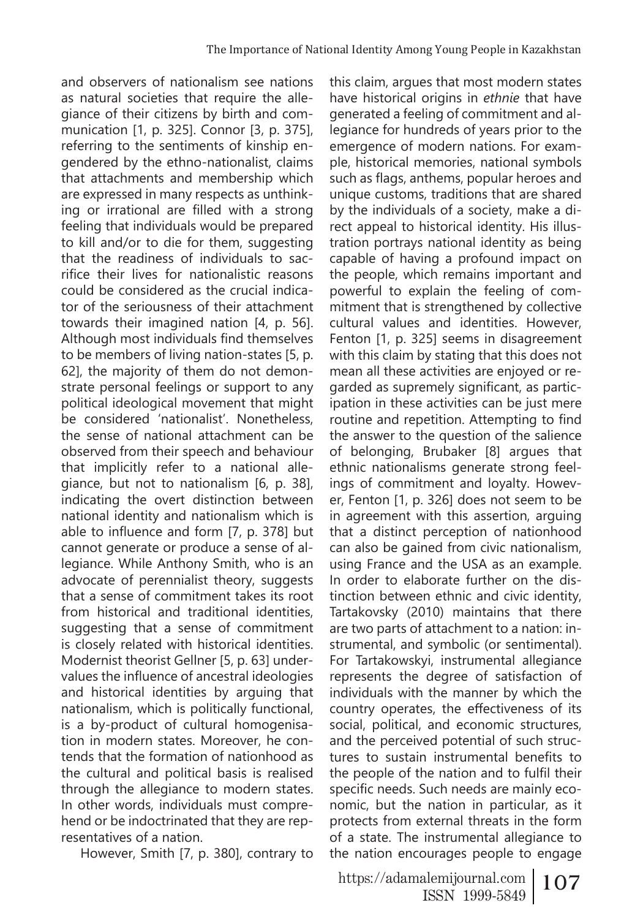and observers of nationalism see nations as natural societies that require the allegiance of their citizens by birth and communication [1, p. 325]. Connor [3, p. 375], referring to the sentiments of kinship engendered by the ethno-nationalist, claims that attachments and membership which are expressed in many respects as unthinking or irrational are filled with a strong feeling that individuals would be prepared to kill and/or to die for them, suggesting that the readiness of individuals to sacrifice their lives for nationalistic reasons could be considered as the crucial indicator of the seriousness of their attachment towards their imagined nation [4, p. 56]. Although most individuals find themselves to be members of living nation-states [5, p. 62], the majority of them do not demonstrate personal feelings or support to any political ideological movement that might be considered 'nationalist'. Nonetheless, the sense of national attachment can be observed from their speech and behaviour that implicitly refer to a national allegiance, but not to nationalism [6, p. 38], indicating the overt distinction between national identity and nationalism which is able to influence and form [7, p. 378] but cannot generate or produce a sense of allegiance. While Anthony Smith, who is an advocate of perennialist theory, suggests that a sense of commitment takes its root from historical and traditional identities, suggesting that a sense of commitment is closely related with historical identities. Modernist theorist Gellner [5, p. 63] undervalues the influence of ancestral ideologies and historical identities by arguing that nationalism, which is politically functional, is a by-product of cultural homogenisation in modern states. Moreover, he contends that the formation of nationhood as the cultural and political basis is realised through the allegiance to modern states. In other words, individuals must comprehend or be indoctrinated that they are representatives of a nation.

However, Smith [7, p. 380], contrary to this claim, argues that most modern states have historical origins in *ethnie* that have generated a feeling of commitment and allegiance for hundreds of years prior to the emergence of modern nations. For example, historical memories, national symbols such as flags, anthems, popular heroes and unique customs, traditions that are shared by the individuals of a society, make a direct appeal to historical identity. His illustration portrays national identity as being capable of having a profound impact on the people, which remains important and powerful to explain the feeling of commitment that is strengthened by collective cultural values and identities. However, Fenton [1, p. 325] seems in disagreement with this claim by stating that this does not mean all these activities are enjoyed or regarded as supremely significant, as participation in these activities can be just mere routine and repetition. Attempting to find the answer to the question of the salience of belonging, Brubaker [8] argues that ethnic nationalisms generate strong feelings of commitment and loyalty. However, Fenton [1, p. 326] does not seem to be in agreement with this assertion, arguing that a distinct perception of nationhood can also be gained from civic nationalism, using France and the USA as an example. In order to elaborate further on the distinction between ethnic and civic identity, Tartakovsky (2010) maintains that there are two parts of attachment to a nation: instrumental, and symbolic (or sentimental). For Tartakowskyi, instrumental allegiance represents the degree of satisfaction of individuals with the manner by which the country operates, the effectiveness of its social, political, and economic structures, and the perceived potential of such structures to sustain instrumental benefits to the people of the nation and to fulfil their specific needs. Such needs are mainly economic, but the nation in particular, as it protects from external threats in the form of a state. The instrumental allegiance to the nation encourages people to engage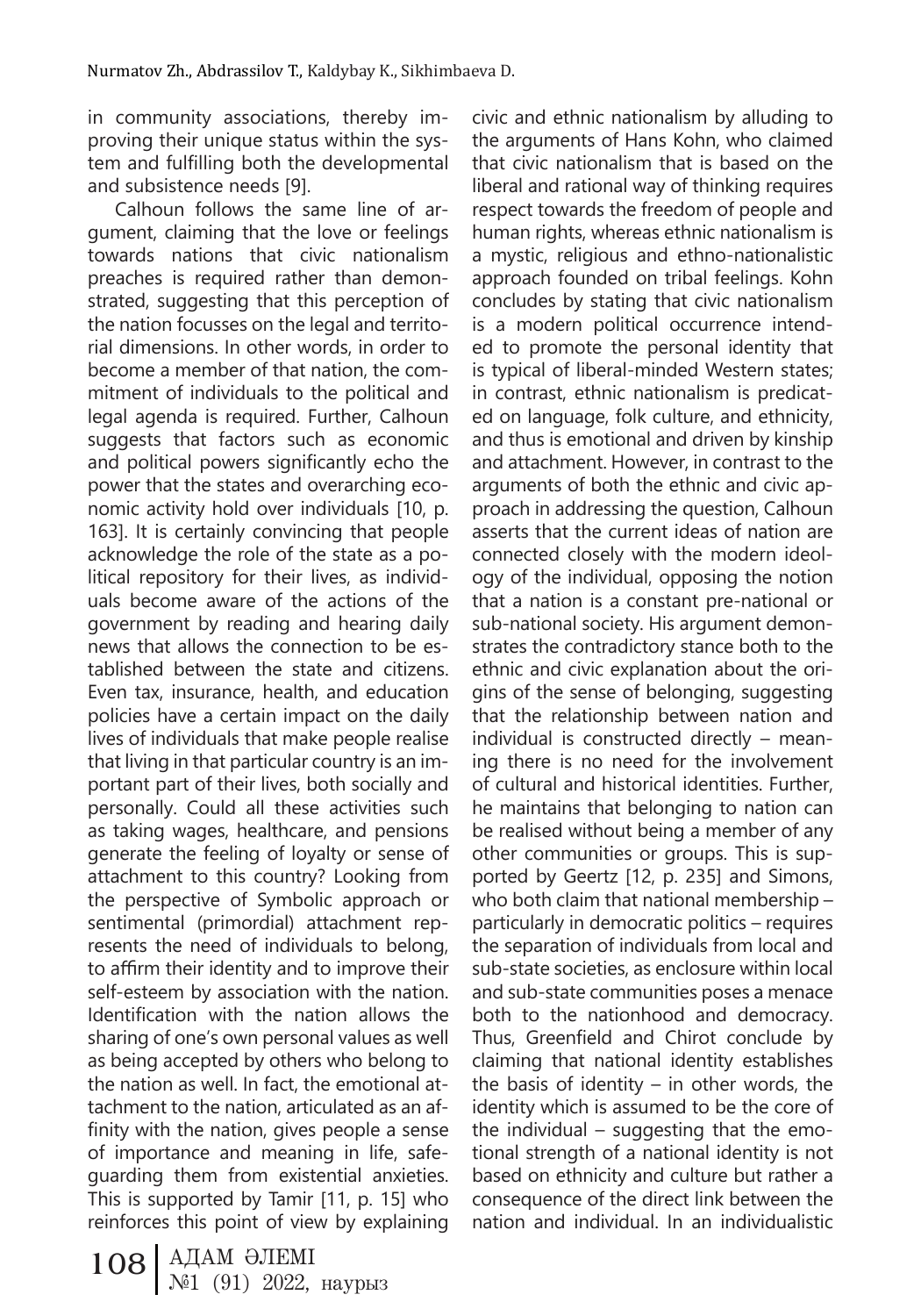in community associations, thereby improving their unique status within the system and fulfilling both the developmental and subsistence needs [9].

Calhoun follows the same line of argument, claiming that the love or feelings towards nations that civic nationalism preaches is required rather than demonstrated, suggesting that this perception of the nation focusses on the legal and territorial dimensions. In other words, in order to become a member of that nation, the commitment of individuals to the political and legal agenda is required. Further, Calhoun suggests that factors such as economic and political powers significantly echo the power that the states and overarching economic activity hold over individuals [10, p. 163]. It is certainly convincing that people acknowledge the role of the state as a political repository for their lives, as individuals become aware of the actions of the government by reading and hearing daily news that allows the connection to be established between the state and citizens. Even tax, insurance, health, and education policies have a certain impact on the daily lives of individuals that make people realise that living in that particular country is an important part of their lives, both socially and personally. Could all these activities such as taking wages, healthcare, and pensions generate the feeling of loyalty or sense of attachment to this country? Looking from the perspective of Symbolic approach or sentimental (primordial) attachment represents the need of individuals to belong, to affirm their identity and to improve their self-esteem by association with the nation. Identification with the nation allows the sharing of one's own personal values as well as being accepted by others who belong to the nation as well. In fact, the emotional attachment to the nation, articulated as an affinity with the nation, gives people a sense of importance and meaning in life, safeguarding them from existential anxieties. This is supported by Tamir [11, p. 15] who reinforces this point of view by explaining civic and ethnic nationalism by alluding to the arguments of Hans Kohn, who claimed that civic nationalism that is based on the liberal and rational way of thinking requires respect towards the freedom of people and human rights, whereas ethnic nationalism is a mystic, religious and ethno-nationalistic approach founded on tribal feelings. Kohn concludes by stating that civic nationalism is a modern political occurrence intended to promote the personal identity that is typical of liberal-minded Western states; in contrast, ethnic nationalism is predicated on language, folk culture, and ethnicity, and thus is emotional and driven by kinship and attachment. However, in contrast to the arguments of both the ethnic and civic approach in addressing the question, Calhoun asserts that the current ideas of nation are connected closely with the modern ideology of the individual, opposing the notion that a nation is a constant pre-national or sub-national society. His argument demonstrates the contradictory stance both to the ethnic and civic explanation about the origins of the sense of belonging, suggesting that the relationship between nation and individual is constructed directly – meaning there is no need for the involvement of cultural and historical identities. Further, he maintains that belonging to nation can be realised without being a member of any other communities or groups. This is supported by Geertz [12, p. 235] and Simons, who both claim that national membership – particularly in democratic politics – requires the separation of individuals from local and sub-state societies, as enclosure within local and sub-state communities poses a menace both to the nationhood and democracy. Thus, Greenfield and Chirot conclude by claiming that national identity establishes the basis of identity – in other words, the identity which is assumed to be the core of the individual – suggesting that the emotional strength of a national identity is not based on ethnicity and culture but rather a consequence of the direct link between the nation and individual. In an individualistic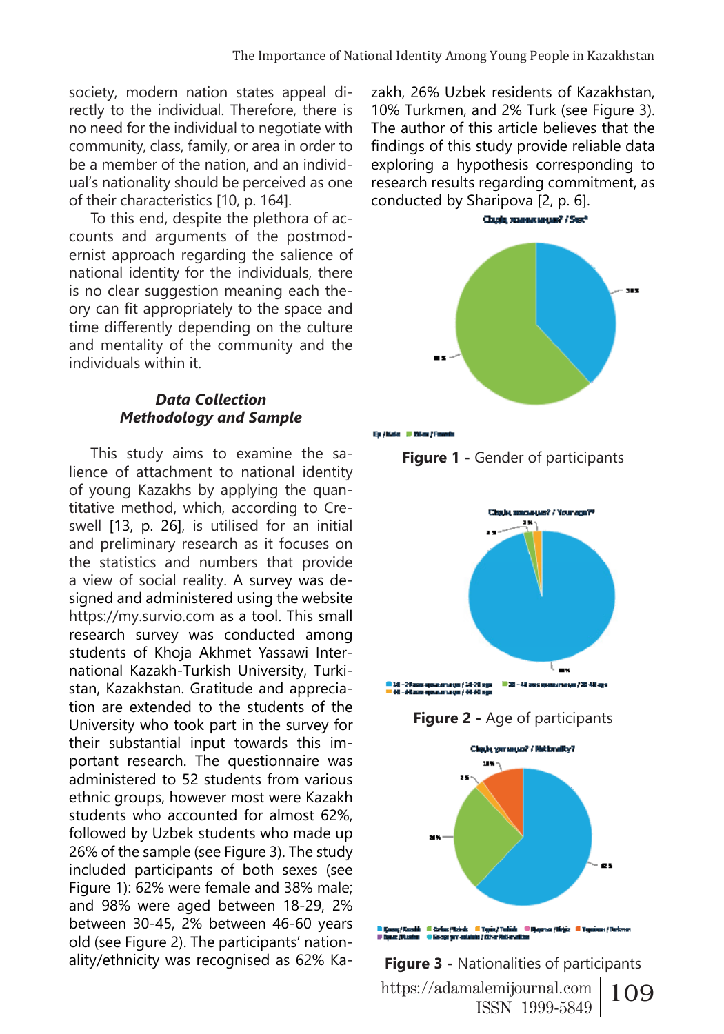society, modern nation states appeal directly to the individual. Therefore, there is no need for the individual to negotiate with community, class, family, or area in order to be a member of the nation, and an individual's nationality should be perceived as one of their characteristics [10, p. 164].

To this end, despite the plethora of accounts and arguments of the postmodernist approach regarding the salience of national identity for the individuals, there is no clear suggestion meaning each theory can fit appropriately to the space and time differently depending on the culture and mentality of the community and the individuals within it.

### *Data Collection Methodology and Sample*

This study aims to examine the salience of attachment to national identity of young Kazakhs by applying the quantitative method, which, according to Creswell [13, p. 26], is utilised for an initial and preliminary research as it focuses on the statistics and numbers that provide a view of social reality. A survey was designed and administered using the website https://my.survio.com as a tool. This small research survey was conducted among students of Khoja Akhmet Yassawi International Kazakh-Turkish University, Turkistan, Kazakhstan. Gratitude and appreciation are extended to the students of the University who took part in the survey for their substantial input towards this important research. The questionnaire was administered to 52 students from various ethnic groups, however most were Kazakh students who accounted for almost 62%, followed by Uzbek students who made up 26% of the sample (see Figure 3). The study included participants of both sexes (see Figure 1): 62% were female and 38% male; and 98% were aged between 18-29, 2% between 30-45, 2% between 46-60 years old (see Figure 2). The participants' nationality/ethnicity was recognised as 62% Kazakh, 26% Uzbek residents of Kazakhstan, 10% Turkmen, and 2% Turk (see Figure 3). The author of this article believes that the findings of this study provide reliable data exploring a hypothesis corresponding to research results regarding commitment, as conducted by Sharipova [2, p. 6].

**Figure 1 -** Gender of participants

**Figure 2 -** Age of participants

**Figure 3 -** Nationalities of participants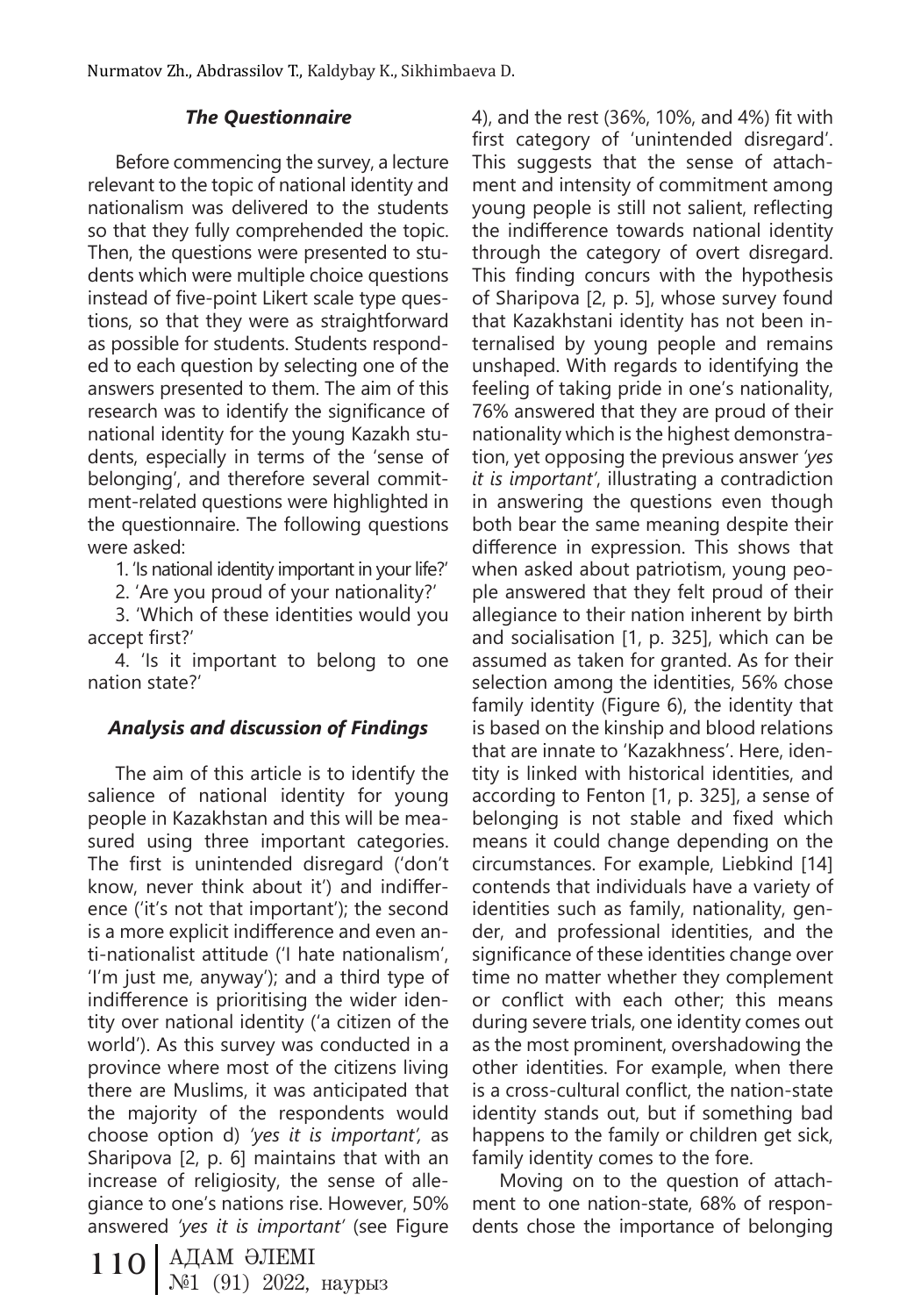### *The Questionnaire*

Before commencing the survey, a lecture relevant to the topic of national identity and nationalism was delivered to the students so that they fully comprehended the topic. Then, the questions were presented to students which were multiple choice questions instead of five-point Likert scale type questions, so that they were as straightforward as possible for students. Students responded to each question by selecting one of the answers presented to them. The aim of this research was to identify the significance of national identity for the young Kazakh students, especially in terms of the 'sense of belonging', and therefore several commitment-related questions were highlighted in the questionnaire. The following questions were asked:

1. 'Is national identity important in your life?'

2. 'Are you proud of your nationality?'

3. 'Which of these identities would you accept first?'

4. 'Is it important to belong to one nation state?'

### *Analysis and discussion of Findings*

The aim of this article is to identify the salience of national identity for young people in Kazakhstan and this will be measured using three important categories. The first is unintended disregard ('don't know, never think about it') and indifference ('it's not that important'); the second is a more explicit indifference and even anti-nationalist attitude ('I hate nationalism', 'I'm just me, anyway'); and a third type of indifference is prioritising the wider identity over national identity ('a citizen of the world'). As this survey was conducted in a province where most of the citizens living there are Muslims, it was anticipated that the majority of the respondents would choose option d) *'yes it is important',* as Sharipova [2, p. 6] maintains that with an increase of religiosity, the sense of allegiance to one's nations rise. However, 50% answered *'yes it is important'* (see Figure 4), and the rest (36%, 10%, and 4%) fit with first category of 'unintended disregard'. This suggests that the sense of attachment and intensity of commitment among young people is still not salient, reflecting the indifference towards national identity through the category of overt disregard. This finding concurs with the hypothesis of Sharipova [2, p. 5], whose survey found that Kazakhstani identity has not been internalised by young people and remains unshaped. With regards to identifying the feeling of taking pride in one's nationality, 76% answered that they are proud of their nationality which is the highest demonstration, yet opposing the previous answer *'yes it is important'*, illustrating a contradiction in answering the questions even though both bear the same meaning despite their difference in expression. This shows that when asked about patriotism, young people answered that they felt proud of their allegiance to their nation inherent by birth and socialisation [1, p. 325], which can be assumed as taken for granted. As for their selection among the identities, 56% chose family identity (Figure 6), the identity that is based on the kinship and blood relations that are innate to 'Kazakhness'. Here, identity is linked with historical identities, and according to Fenton [1, p. 325], a sense of belonging is not stable and fixed which means it could change depending on the circumstances. For example, Liebkind [14] contends that individuals have a variety of identities such as family, nationality, gender, and professional identities, and the significance of these identities change over time no matter whether they complement or conflict with each other; this means during severe trials, one identity comes out as the most prominent, overshadowing the other identities. For example, when there is a cross-cultural conflict, the nation-state identity stands out, but if something bad happens to the family or children get sick, family identity comes to the fore.

Moving on to the question of attachment to one nation-state, 68% of respondents chose the importance of belonging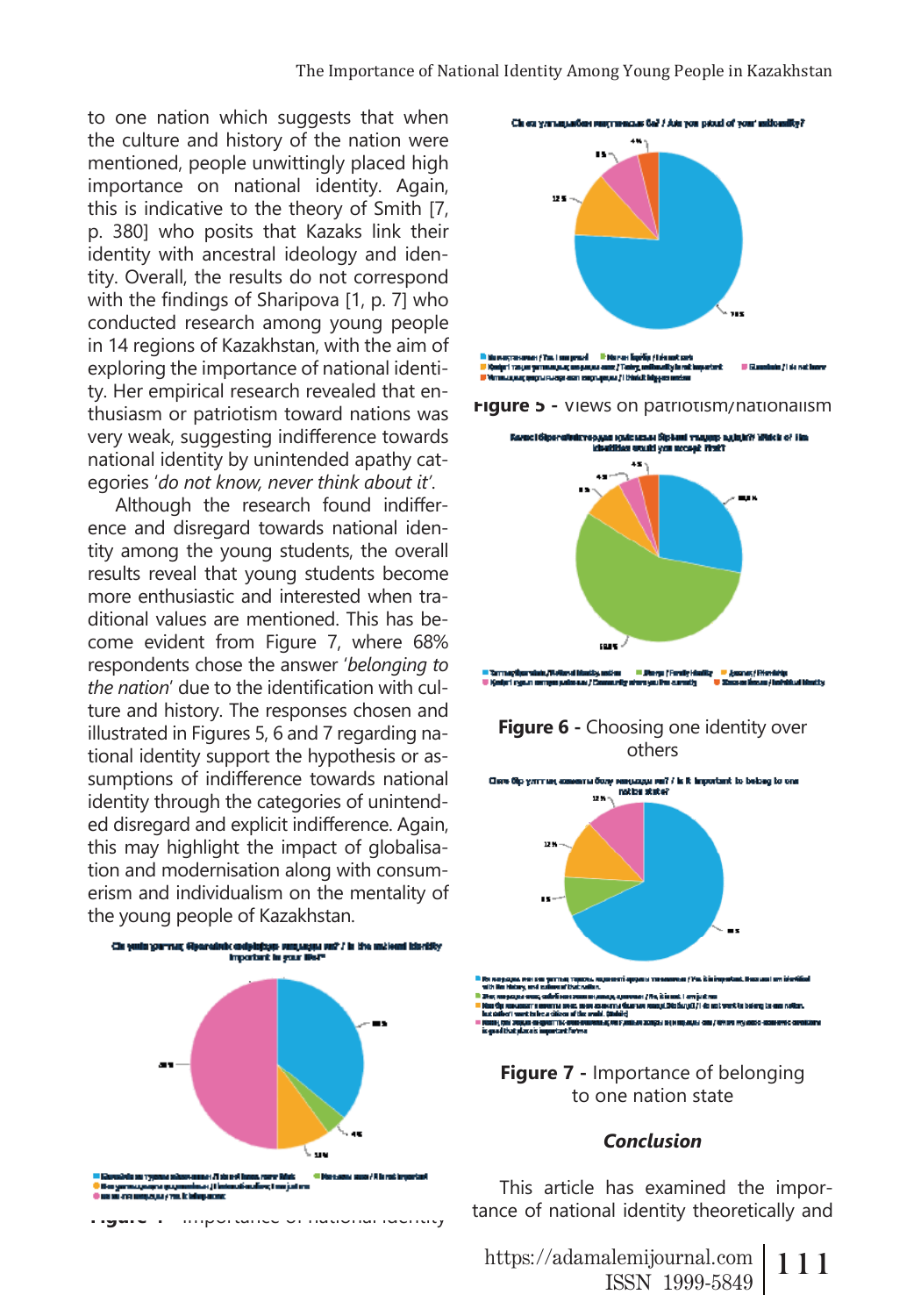to one nation which suggests that when the culture and history of the nation were mentioned, people unwittingly placed high importance on national identity. Again, this is indicative to the theory of Smith [7, p. 380] who posits that Kazaks link their identity with ancestral ideology and identity. Overall, the results do not correspond with the findings of Sharipova [1, p. 7] who conducted research among young people in 14 regions of Kazakhstan, with the aim of exploring the importance of national identity. Her empirical research revealed that enthusiasm or patriotism toward nations was very weak, suggesting indifference towards national identity by unintended apathy categories '*do not know, never think about it*'.

Although the research found indifference and disregard towards national identity among the young students, the overall results reveal that young students become more enthusiastic and interested when traditional values are mentioned. This has become evident from Figure 7, where 68% respondents chose the answer '*belonging to the nation*' due to the identification with culture and history. The responses chosen and illustrated in Figures 5, 6 and 7 regarding national identity support the hypothesis or assumptions of indifference towards national identity through the categories of unintended disregard and explicit indifference. Again, this may highlight the impact of globalisation and modernisation along with consumerism and individualism on the mentality of the young people of Kazakhstan.

**Figure 4 -** Importance of national identity

**Figure 5 -** Views on patriotism/nationalism

**Figure 6 -** Choosing one identity over others

**Figure 7 -** Importance of belonging to one nation state

***Conclusion***

This article has examined the importance of national identity theoretically and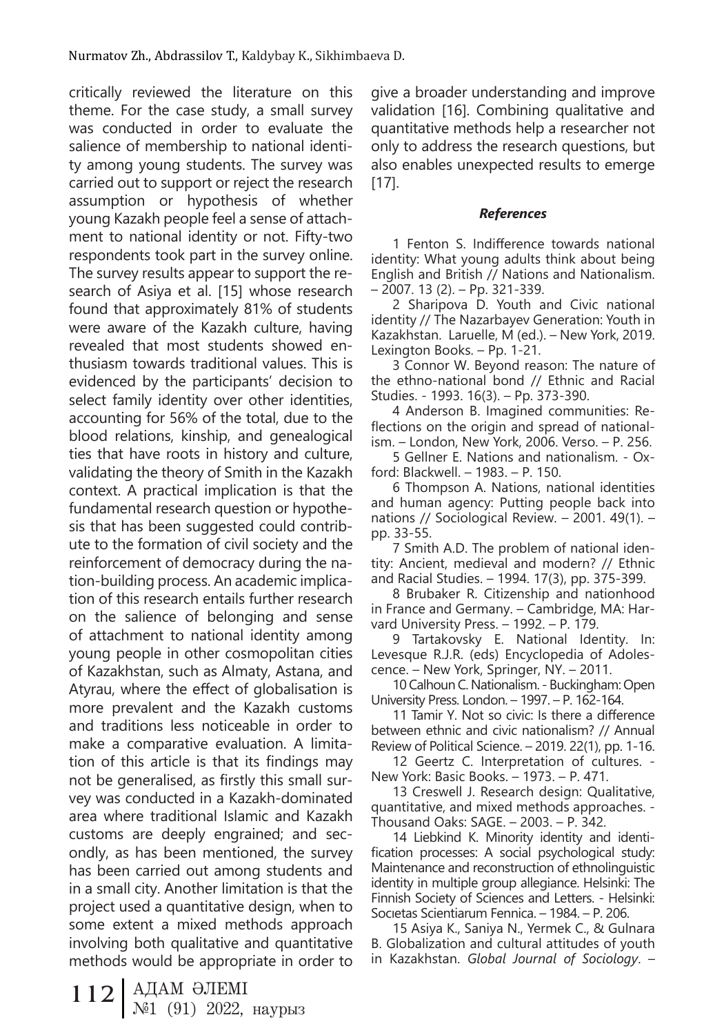critically reviewed the literature on this theme. For the case study, a small survey was conducted in order to evaluate the salience of membership to national identity among young students. The survey was carried out to support or reject the research assumption or hypothesis of whether young Kazakh people feel a sense of attachment to national identity or not. Fifty-two respondents took part in the survey online. The survey results appear to support the research of Asiya et al. [15] whose research found that approximately 81% of students were aware of the Kazakh culture, having revealed that most students showed enthusiasm towards traditional values. This is evidenced by the participants' decision to select family identity over other identities, accounting for 56% of the total, due to the blood relations, kinship, and genealogical ties that have roots in history and culture, validating the theory of Smith in the Kazakh context. A practical implication is that the fundamental research question or hypothesis that has been suggested could contribute to the formation of civil society and the reinforcement of democracy during the nation-building process. An academic implication of this research entails further research on the salience of belonging and sense of attachment to national identity among young people in other cosmopolitan cities of Kazakhstan, such as Almaty, Astana, and Atyrau, where the effect of globalisation is more prevalent and the Kazakh customs and traditions less noticeable in order to make a comparative evaluation. A limitation of this article is that its findings may not be generalised, as firstly this small survey was conducted in a Kazakh-dominated area where traditional Islamic and Kazakh customs are deeply engrained; and secondly, as has been mentioned, the survey has been carried out among students and in a small city. Another limitation is that the project used a quantitative design, when to some extent a mixed methods approach involving both qualitative and quantitative methods would be appropriate in order to give a broader understanding and improve validation [16]. Combining qualitative and quantitative methods help a researcher not only to address the research questions, but also enables unexpected results to emerge [17].

### *References*

1 Fenton S. Indifference towards national identity: What young adults think about being English and British // Nations and Nationalism. – 2007. 13 (2). – Pp. 321-339.

2 Sharipova D. Youth and Civic national identity // The Nazarbayev Generation: Youth in Kazakhstan. Laruelle, M (ed.). – New York, 2019. Lexington Books. – Pp. 1-21.

3 Connor W. Beyond reason: The nature of the ethno-national bond // Ethnic and Racial Studies. - 1993. 16(3). – Pp. 373-390.

4 Anderson B. Imagined communities: Reflections on the origin and spread of nationalism. – London, New York, 2006. Verso. – P. 256.

5 Gellner E. Nations and nationalism. - Oxford: Blackwell. – 1983. – P. 150.

6 Thompson A. Nations, national identities and human agency: Putting people back into nations // Sociological Review. – 2001. 49(1). – pp. 33-55.

7 Smith A.D. The problem of national identity: Ancient, medieval and modern? // Ethnic and Racial Studies. – 1994. 17(3), pp. 375-399.

8 Brubaker R. Citizenship and nationhood in France and Germany. – Cambridge, MA: Harvard University Press. – 1992. – P. 179.

9 Tartakovsky E. National Identity. In: Levesque R.J.R. (eds) Encyclopedia of Adolescence. – New York, Springer, NY. – 2011.

10 Calhoun C. Nationalism. - Buckingham: Open University Press. London. – 1997. – P. 162-164.

11 Tamir Y. Not so civic: Is there a difference between ethnic and civic nationalism? // Annual Review of Political Science. – 2019. 22(1), pp. 1-16.

12 Geertz C. Interpretation of cultures. - New York: Basic Books. – 1973. – P. 471.

13 Creswell J. Research design: Qualitative, quantitative, and mixed methods approaches. - Thousand Oaks: SAGE. – 2003. – P. 342.

14 Liebkind K. Minority identity and identification processes: A social psychological study: Maintenance and reconstruction of ethnolinguistic identity in multiple group allegiance. Helsinki: The Finnish Society of Sciences and Letters. - Helsinki: Socıetas Scientiarum Fennica. – 1984. – P. 206.

15 Asiya K., Saniya N., Yermek C., & Gulnara B. Globalization and cultural attitudes of youth in Kazakhstan. *Global Journal of Sociology*. –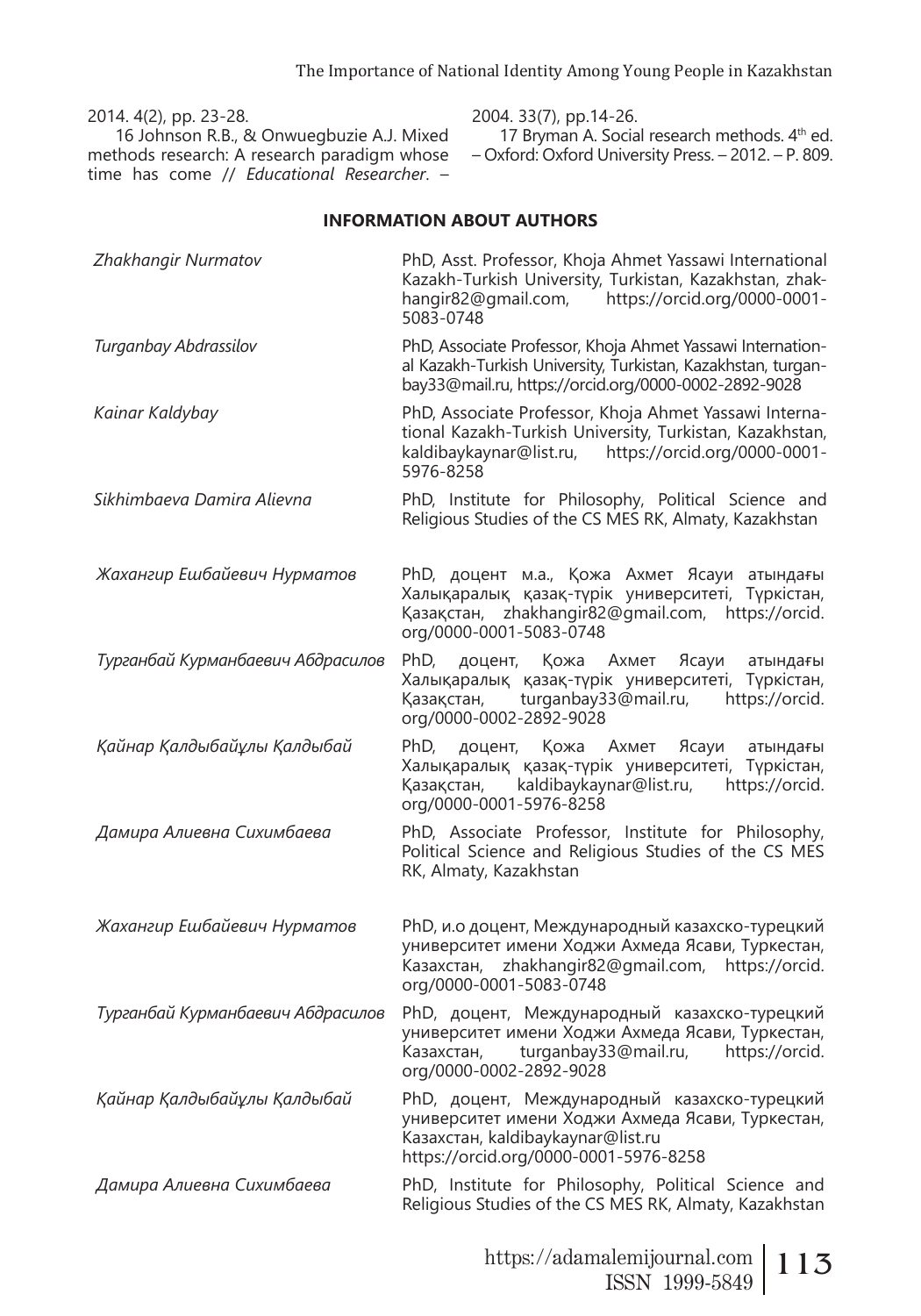2014. 4(2), pp. 23-28.

16 Johnson R.B., & Onwuegbuzie A.J. Mixed methods research: A research paradigm whose time has come // *Educational Researcher*. – 2004. 33(7), pp.14-26.

17 Bryman A. Social research methods. 4th ed. – Oxford: Oxford University Press. – 2012. – P. 809.

**INFORMATION ABOUT AUTHORS**

| | |
|---|---|
| *Zhakhangir Nurmatov* | PhD, Asst. Professor, Khoja Ahmet Yassawi International Kazakh-Turkish University, Turkistan, Kazakhstan, zhakhangir82@gmail.com, https://orcid.org/0000-0001-5083-0748 |
| *Turganbay Abdrassilov* | PhD, Associate Professor, Khoja Ahmet Yassawi International Kazakh-Turkish University, Turkistan, Kazakhstan, turganbay33@mail.ru, https://orcid.org/0000-0002-2892-9028 |
| *Kainar Kaldybay* | PhD, Associate Professor, Khoja Ahmet Yassawi International Kazakh-Turkish University, Turkistan, Kazakhstan, kaldibaykaynar@list.ru, https://orcid.org/0000-0001-5976-8258 |
| *Sikhimbaeva Damira Alievna* | PhD, Institute for Philosophy, Political Science and Religious Studies of the CS MES RK, Almaty, Kazakhstan |
| *Жахангир Ешбайевич Нурматов* | PhD, доцент м.а., Қожа Ахмет Ясауи атындағы Халықаралық қазақ-түрік университеті, Түркістан, Қазақстан, zhakhangir82@gmail.com, https://orcid.org/0000-0001-5083-0748 |
| *Турганбай Курманбаевич Абдрасилов* | PhD, доцент, Қожа Ахмет Ясауи атындағы Халықаралық қазақ-түрік университеті, Түркістан, Қазақстан, turganbay33@mail.ru, https://orcid.org/0000-0002-2892-9028 |
| *Қайнар Қалдыбайұлы Қалдыбай* | PhD, доцент, Қожа Ахмет Ясауи атындағы Халықаралық қазақ-түрік университеті, Түркістан, Қазақстан, kaldibaykaynar@list.ru, https://orcid.org/0000-0001-5976-8258 |
| *Дамира Алиевна Сихимбаева* | PhD, Associate Professor, Institute for Philosophy, Political Science and Religious Studies of the CS MES RK, Almaty, Kazakhstan |
| *Жахангир Ешбайевич Нурматов* | PhD, и.о доцент, Международный казахско-турецкий университет имени Ходжи Ахмеда Ясави, Туркестан, Казахстан, zhakhangir82@gmail.com, https://orcid.org/0000-0001-5083-0748 |
| *Турганбай Курманбаевич Абдрасилов* | PhD, доцент, Международный казахско-турецкий университет имени Ходжи Ахмеда Ясави, Туркестан, Казахстан, turganbay33@mail.ru, https://orcid.org/0000-0002-2892-9028 |
| *Қайнар Қалдыбайұлы Қалдыбай* | PhD, доцент, Международный казахско-турецкий университет имени Ходжи Ахмеда Ясави, Туркестан, Казахстан, kaldibaykaynar@list.ru https://orcid.org/0000-0001-5976-8258 |
| *Дамира Алиевна Сихимбаева* | PhD, Institute for Philosophy, Political Science and Religious Studies of the CS MES RK, Almaty, Kazakhstan |